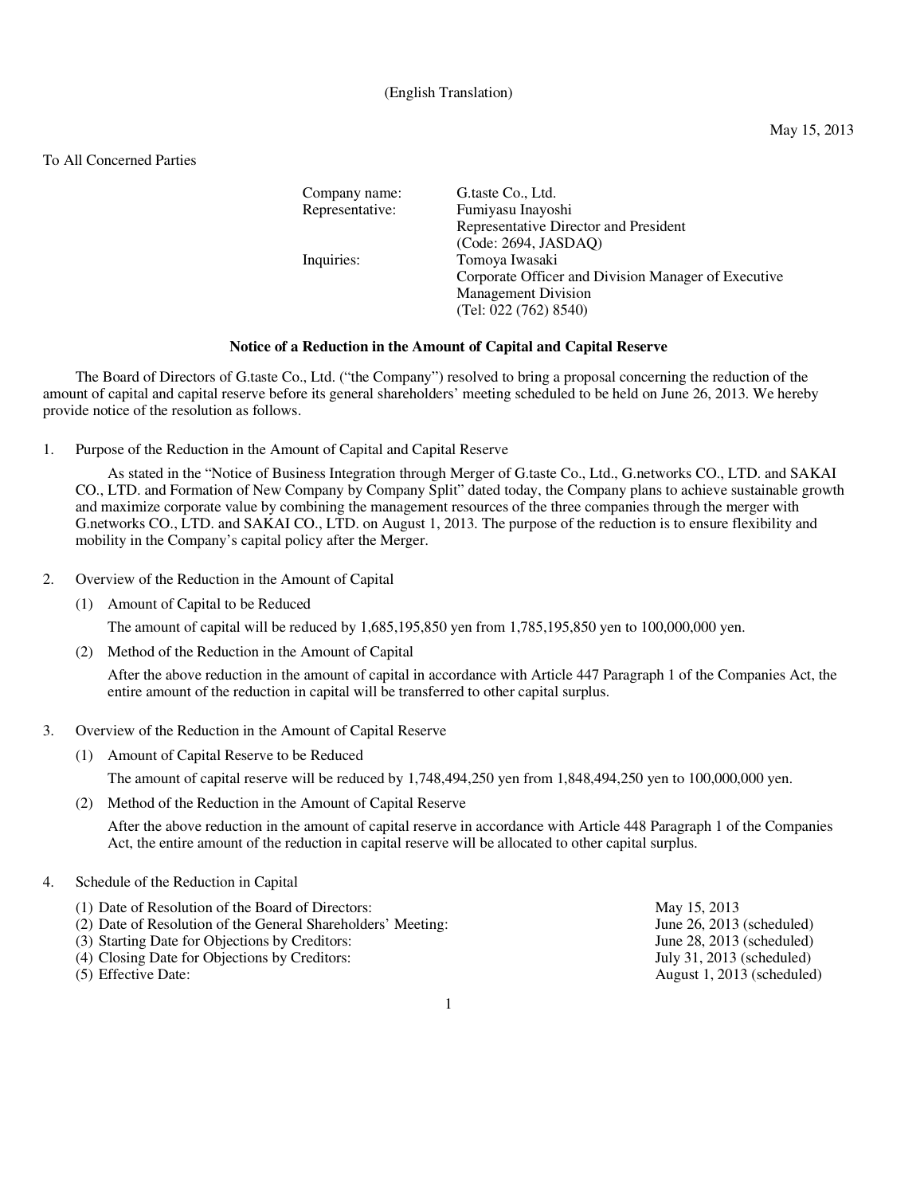(English Translation)

May 15, 2013

To All Concerned Parties

| | |
|---|---|
| Company name: | G.taste Co., Ltd. |
| Representative: | Fumiyasu Inayoshi<br>Representative Director and President<br>(Code: 2694, JASDAQ) |
| Inquiries: | Tomoya Iwasaki<br>Corporate Officer and Division Manager of Executive Management Division<br>(Tel: 022 (762) 8540) |

**Notice of a Reduction in the Amount of Capital and Capital Reserve**

The Board of Directors of G.taste Co., Ltd. ("the Company") resolved to bring a proposal concerning the reduction of the amount of capital and capital reserve before its general shareholders' meeting scheduled to be held on June 26, 2013. We hereby provide notice of the resolution as follows.

1. Purpose of the Reduction in the Amount of Capital and Capital Reserve

   As stated in the "Notice of Business Integration through Merger of G.taste Co., Ltd., G.networks CO., LTD. and SAKAI CO., LTD. and Formation of New Company by Company Split" dated today, the Company plans to achieve sustainable growth and maximize corporate value by combining the management resources of the three companies through the merger with G.networks CO., LTD. and SAKAI CO., LTD. on August 1, 2013. The purpose of the reduction is to ensure flexibility and mobility in the Company's capital policy after the Merger.

2. Overview of the Reduction in the Amount of Capital

   (1) Amount of Capital to be Reduced

   The amount of capital will be reduced by 1,685,195,850 yen from 1,785,195,850 yen to 100,000,000 yen.

   (2) Method of the Reduction in the Amount of Capital

   After the above reduction in the amount of capital in accordance with Article 447 Paragraph 1 of the Companies Act, the entire amount of the reduction in capital will be transferred to other capital surplus.

3. Overview of the Reduction in the Amount of Capital Reserve

   (1) Amount of Capital Reserve to be Reduced

   The amount of capital reserve will be reduced by 1,748,494,250 yen from 1,848,494,250 yen to 100,000,000 yen.

   (2) Method of the Reduction in the Amount of Capital Reserve

   After the above reduction in the amount of capital reserve in accordance with Article 448 Paragraph 1 of the Companies Act, the entire amount of the reduction in capital reserve will be allocated to other capital surplus.

4. Schedule of the Reduction in Capital

| | |
|---|---|
| (1) Date of Resolution of the Board of Directors: | May 15, 2013 |
| (2) Date of Resolution of the General Shareholders' Meeting: | June 26, 2013 (scheduled) |
| (3) Starting Date for Objections by Creditors: | June 28, 2013 (scheduled) |
| (4) Closing Date for Objections by Creditors: | July 31, 2013 (scheduled) |
| (5) Effective Date: | August 1, 2013 (scheduled) |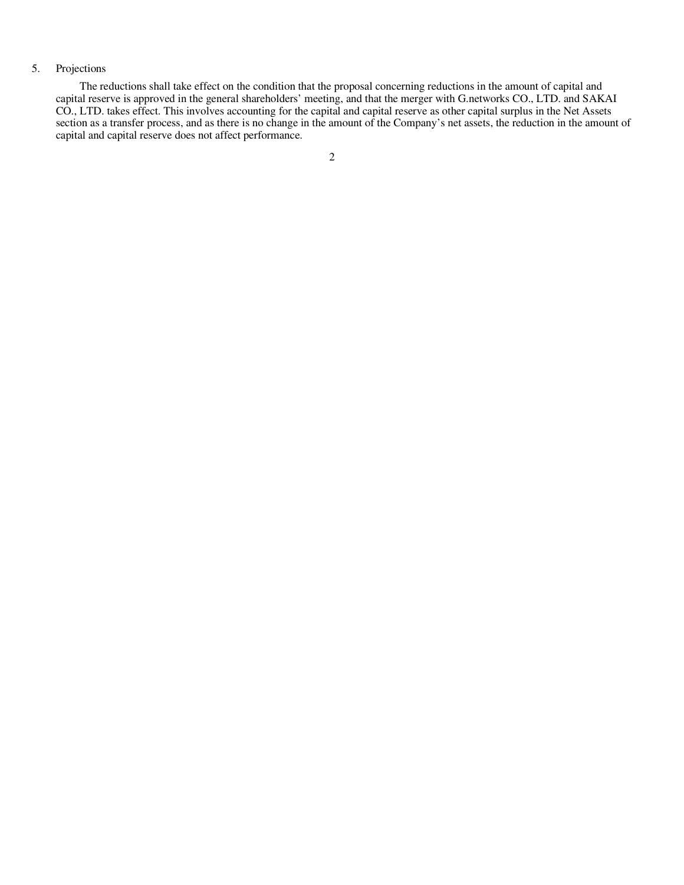5. Projections

The reductions shall take effect on the condition that the proposal concerning reductions in the amount of capital and capital reserve is approved in the general shareholders' meeting, and that the merger with G.networks CO., LTD. and SAKAI CO., LTD. takes effect. This involves accounting for the capital and capital reserve as other capital surplus in the Net Assets section as a transfer process, and as there is no change in the amount of the Company's net assets, the reduction in the amount of capital and capital reserve does not affect performance.